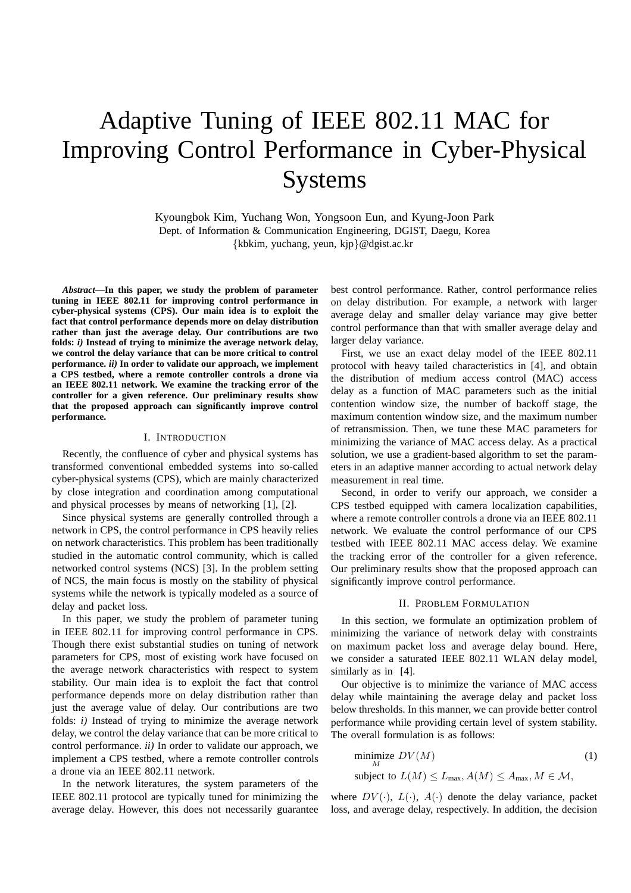# Adaptive Tuning of IEEE 802.11 MAC for Improving Control Performance in Cyber-Physical Systems

Kyoungbok Kim, Yuchang Won, Yongsoon Eun, and Kyung-Joon Park
Dept. of Information & Communication Engineering, DGIST, Daegu, Korea
{kbkim, yuchang, yeun, kjp}@dgist.ac.kr

***Abstract*—In this paper, we study the problem of parameter tuning in IEEE 802.11 for improving control performance in cyber-physical systems (CPS). Our main idea is to exploit the fact that control performance depends more on delay distribution rather than just the average delay. Our contributions are two folds: *i)* Instead of trying to minimize the average network delay, we control the delay variance that can be more critical to control performance. *ii)* In order to validate our approach, we implement a CPS testbed, where a remote controller controls a drone via an IEEE 802.11 network. We examine the tracking error of the controller for a given reference. Our preliminary results show that the proposed approach can significantly improve control performance.**

## I. Introduction

Recently, the confluence of cyber and physical systems has transformed conventional embedded systems into so-called cyber-physical systems (CPS), which are mainly characterized by close integration and coordination among computational and physical processes by means of networking [1], [2].

Since physical systems are generally controlled through a network in CPS, the control performance in CPS heavily relies on network characteristics. This problem has been traditionally studied in the automatic control community, which is called networked control systems (NCS) [3]. In the problem setting of NCS, the main focus is mostly on the stability of physical systems while the network is typically modeled as a source of delay and packet loss.

In this paper, we study the problem of parameter tuning in IEEE 802.11 for improving control performance in CPS. Though there exist substantial studies on tuning of network parameters for CPS, most of existing work have focused on the average network characteristics with respect to system stability. Our main idea is to exploit the fact that control performance depends more on delay distribution rather than just the average value of delay. Our contributions are two folds: *i)* Instead of trying to minimize the average network delay, we control the delay variance that can be more critical to control performance. *ii)* In order to validate our approach, we implement a CPS testbed, where a remote controller controls a drone via an IEEE 802.11 network.

In the network literatures, the system parameters of the IEEE 802.11 protocol are typically tuned for minimizing the average delay. However, this does not necessarily guarantee best control performance. Rather, control performance relies on delay distribution. For example, a network with larger average delay and smaller delay variance may give better control performance than that with smaller average delay and larger delay variance.

First, we use an exact delay model of the IEEE 802.11 protocol with heavy tailed characteristics in [4], and obtain the distribution of medium access control (MAC) access delay as a function of MAC parameters such as the initial contention window size, the number of backoff stage, the maximum contention window size, and the maximum number of retransmission. Then, we tune these MAC parameters for minimizing the variance of MAC access delay. As a practical solution, we use a gradient-based algorithm to set the parameters in an adaptive manner according to actual network delay measurement in real time.

Second, in order to verify our approach, we consider a CPS testbed equipped with camera localization capabilities, where a remote controller controls a drone via an IEEE 802.11 network. We evaluate the control performance of our CPS testbed with IEEE 802.11 MAC access delay. We examine the tracking error of the controller for a given reference. Our preliminary results show that the proposed approach can significantly improve control performance.

## II. Problem Formulation

In this section, we formulate an optimization problem of minimizing the variance of network delay with constraints on maximum packet loss and average delay bound. Here, we consider a saturated IEEE 802.11 WLAN delay model, similarly as in [4].

Our objective is to minimize the variance of MAC access delay while maintaining the average delay and packet loss below thresholds. In this manner, we can provide better control performance while providing certain level of system stability. The overall formulation is as follows:

$$\begin{aligned} &\underset{M}{\text{minimize}} \; DV(M) \\ &\text{subject to } L(M) \leq L_{\max}, A(M) \leq A_{\max}, M \in \mathcal{M}, \end{aligned} \tag{1}$$

where $DV(\cdot)$, $L(\cdot)$, $A(\cdot)$ denote the delay variance, packet loss, and average delay, respectively. In addition, the decision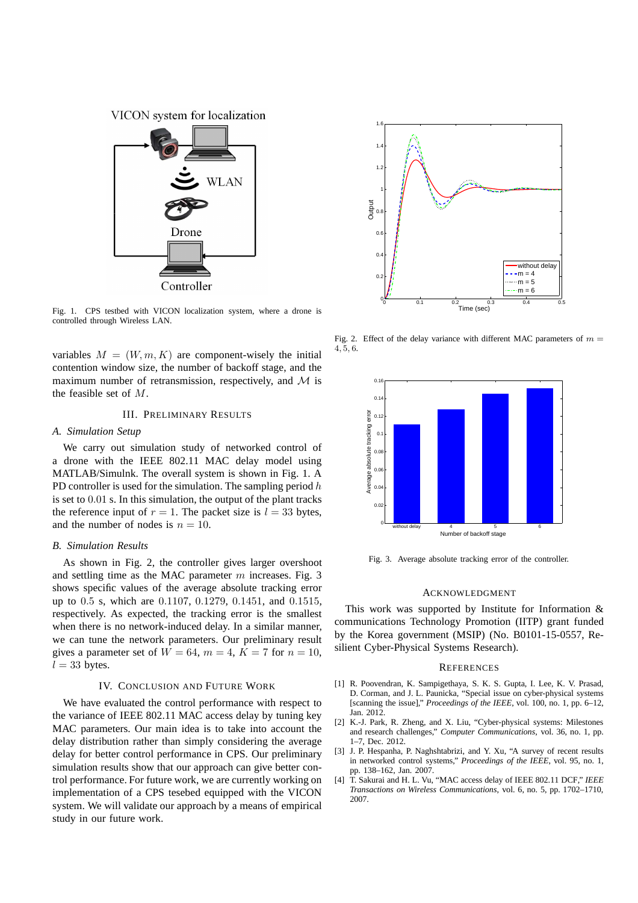VICON system for localization

WLAN

Drone

Controller

Fig. 1. CPS testbed with VICON localization system, where a drone is controlled through Wireless LAN.

variables $M = (W, m, K)$ are component-wisely the initial contention window size, the number of backoff stage, and the maximum number of retransmission, respectively, and $\mathcal{M}$ is the feasible set of $M$.

## III. Preliminary Results

### A. Simulation Setup

We carry out simulation study of networked control of a drone with the IEEE 802.11 MAC delay model using MATLAB/Simulnk. The overall system is shown in Fig. 1. A PD controller is used for the simulation. The sampling period $h$ is set to $0.01$ s. In this simulation, the output of the plant tracks the reference input of $r = 1$. The packet size is $l = 33$ bytes, and the number of nodes is $n = 10$.

### B. Simulation Results

As shown in Fig. 2, the controller gives larger overshoot and settling time as the MAC parameter $m$ increases. Fig. 3 shows specific values of the average absolute tracking error up to $0.5$ s, which are $0.1107$, $0.1279$, $0.1451$, and $0.1515$, respectively. As expected, the tracking error is the smallest when there is no network-induced delay. In a similar manner, we can tune the network parameters. Our preliminary result gives a parameter set of $W = 64$, $m = 4$, $K = 7$ for $n = 10$, $l = 33$ bytes.

## IV. Conclusion and Future Work

We have evaluated the control performance with respect to the variance of IEEE 802.11 MAC access delay by tuning key MAC parameters. Our main idea is to take into account the delay distribution rather than simply considering the average delay for better control performance in CPS. Our preliminary simulation results show that our approach can give better control performance. For future work, we are currently working on implementation of a CPS tesebed equipped with the VICON system. We will validate our approach by a means of empirical study in our future work.

Output

Time (sec)

0 0.1 0.2 0.3 0.4 0.5

0 0.2 0.4 0.6 0.8 1 1.2 1.4 1.6

without delay

m = 4

m = 5

m = 6

Fig. 2. Effect of the delay variance with different MAC parameters of $m = 4, 5, 6$.

Average absolute tracking error

Number of backoff stage

without delay 4 5 6

0 0.02 0.04 0.06 0.08 0.1 0.12 0.14 0.16

Fig. 3. Average absolute tracking error of the controller.

## Acknowledgment

This work was supported by Institute for Information & communications Technology Promotion (IITP) grant funded by the Korea government (MSIP) (No. B0101-15-0557, Resilient Cyber-Physical Systems Research).

## References

[1] R. Poovendran, K. Sampigethaya, S. K. S. Gupta, I. Lee, K. V. Prasad, D. Corman, and J. L. Paunicka, "Special issue on cyber-physical systems [scanning the issue]," *Proceedings of the IEEE*, vol. 100, no. 1, pp. 6–12, Jan. 2012.

[2] K.-J. Park, R. Zheng, and X. Liu, "Cyber-physical systems: Milestones and research challenges," *Computer Communications*, vol. 36, no. 1, pp. 1–7, Dec. 2012.

[3] J. P. Hespanha, P. Naghshtabrizi, and Y. Xu, "A survey of recent results in networked control systems," *Proceedings of the IEEE*, vol. 95, no. 1, pp. 138–162, Jan. 2007.

[4] T. Sakurai and H. L. Vu, "MAC access delay of IEEE 802.11 DCF," *IEEE Transactions on Wireless Communications*, vol. 6, no. 5, pp. 1702–1710, 2007.